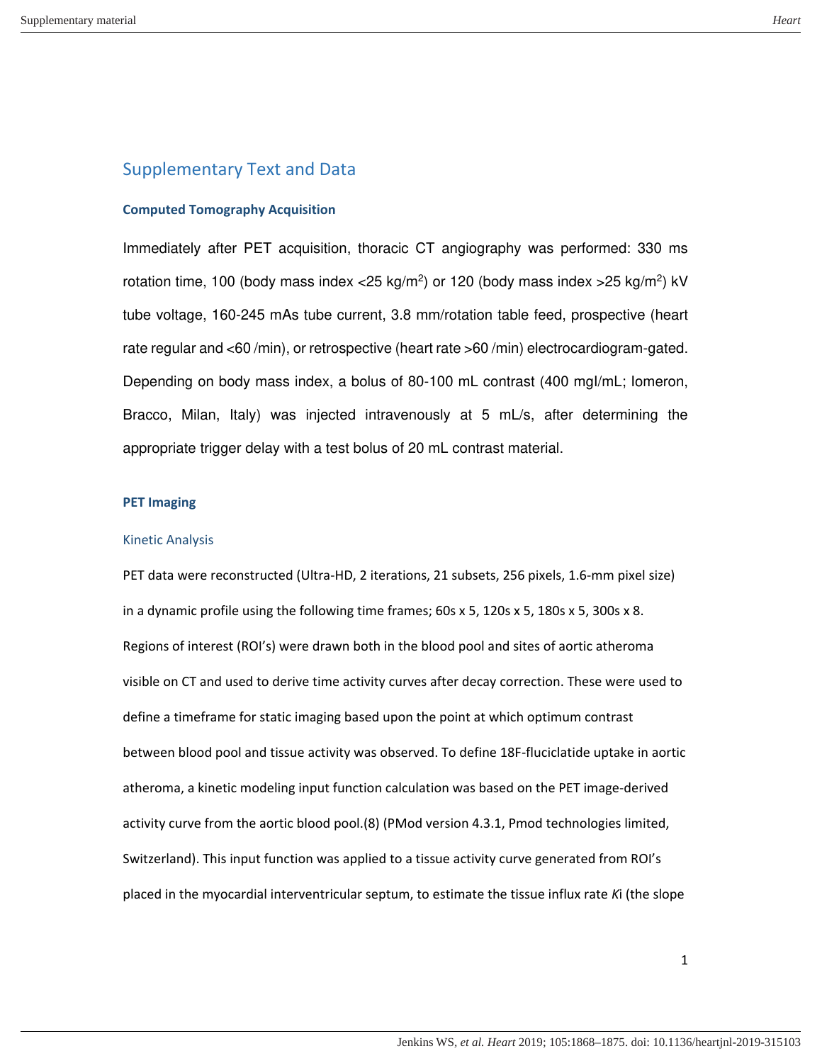# Supplementary Text and Data

### Computed Tomography Acquisition

Immediately after PET acquisition, thoracic CT angiography was performed: 330 ms rotation time, 100 (body mass index <25 kg/m$^2$) or 120 (body mass index >25 kg/m$^2$) kV tube voltage, 160-245 mAs tube current, 3.8 mm/rotation table feed, prospective (heart rate regular and <60 /min), or retrospective (heart rate >60 /min) electrocardiogram-gated. Depending on body mass index, a bolus of 80-100 mL contrast (400 mgI/mL; Iomeron, Bracco, Milan, Italy) was injected intravenously at 5 mL/s, after determining the appropriate trigger delay with a test bolus of 20 mL contrast material.

### PET Imaging

#### Kinetic Analysis

PET data were reconstructed (Ultra-HD, 2 iterations, 21 subsets, 256 pixels, 1.6-mm pixel size) in a dynamic profile using the following time frames; 60s x 5, 120s x 5, 180s x 5, 300s x 8. Regions of interest (ROI's) were drawn both in the blood pool and sites of aortic atheroma visible on CT and used to derive time activity curves after decay correction. These were used to define a timeframe for static imaging based upon the point at which optimum contrast between blood pool and tissue activity was observed. To define 18F-fluciclatide uptake in aortic atheroma, a kinetic modeling input function calculation was based on the PET image-derived activity curve from the aortic blood pool.(8) (PMod version 4.3.1, Pmod technologies limited, Switzerland). This input function was applied to a tissue activity curve generated from ROI's placed in the myocardial interventricular septum, to estimate the tissue influx rate $K_i$ (the slope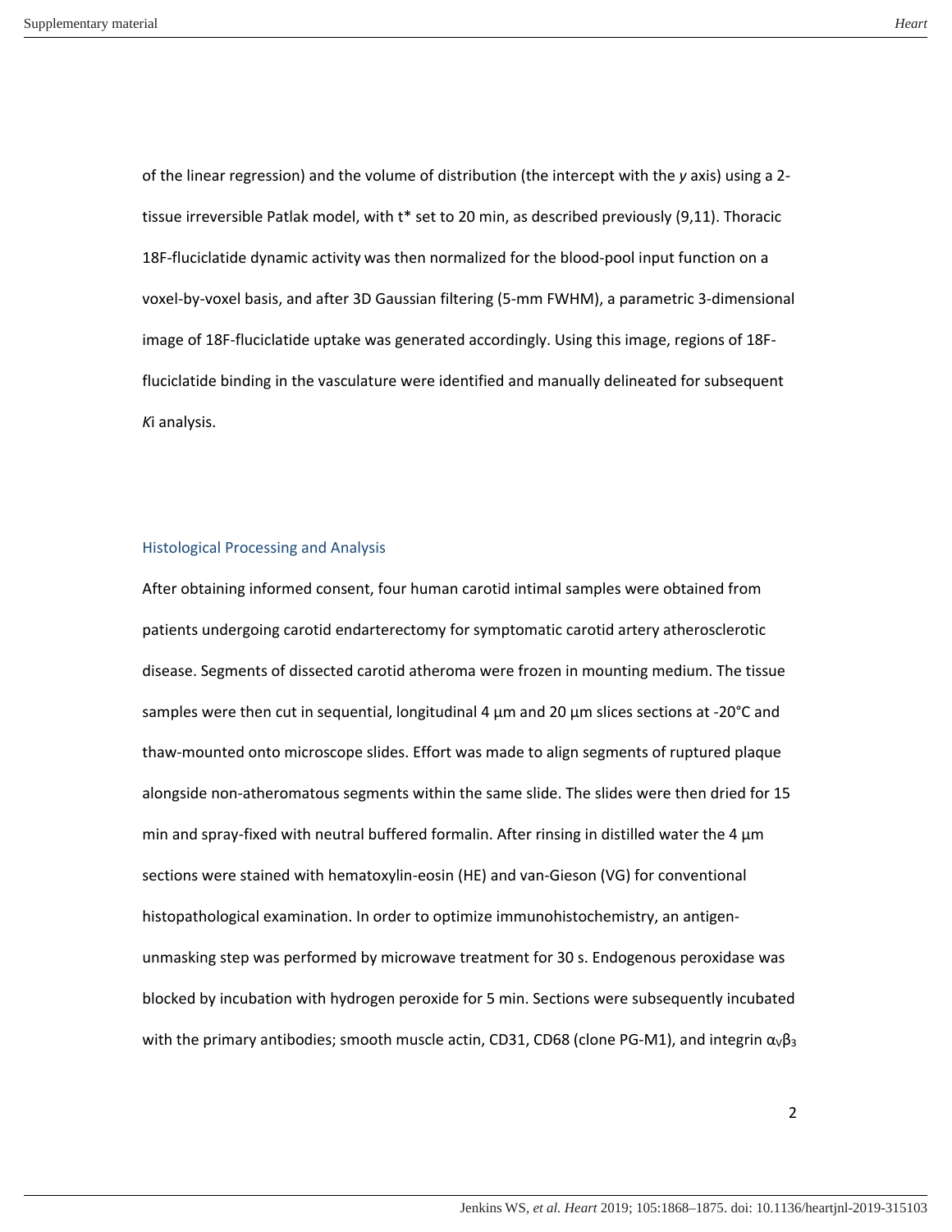of the linear regression) and the volume of distribution (the intercept with the *y* axis) using a 2-tissue irreversible Patlak model, with t* set to 20 min, as described previously (9,11). Thoracic 18F-fluciclatide dynamic activity was then normalized for the blood-pool input function on a voxel-by-voxel basis, and after 3D Gaussian filtering (5-mm FWHM), a parametric 3-dimensional image of 18F-fluciclatide uptake was generated accordingly. Using this image, regions of 18F-fluciclatide binding in the vasculature were identified and manually delineated for subsequent *K*i analysis.

## Histological Processing and Analysis

After obtaining informed consent, four human carotid intimal samples were obtained from patients undergoing carotid endarterectomy for symptomatic carotid artery atherosclerotic disease. Segments of dissected carotid atheroma were frozen in mounting medium. The tissue samples were then cut in sequential, longitudinal 4 µm and 20 µm slices sections at -20°C and thaw-mounted onto microscope slides. Effort was made to align segments of ruptured plaque alongside non-atheromatous segments within the same slide. The slides were then dried for 15 min and spray-fixed with neutral buffered formalin. After rinsing in distilled water the 4 µm sections were stained with hematoxylin-eosin (HE) and van-Gieson (VG) for conventional histopathological examination. In order to optimize immunohistochemistry, an antigen-unmasking step was performed by microwave treatment for 30 s. Endogenous peroxidase was blocked by incubation with hydrogen peroxide for 5 min. Sections were subsequently incubated with the primary antibodies; smooth muscle actin, CD31, CD68 (clone PG-M1), and integrin $\alpha_V\beta_3$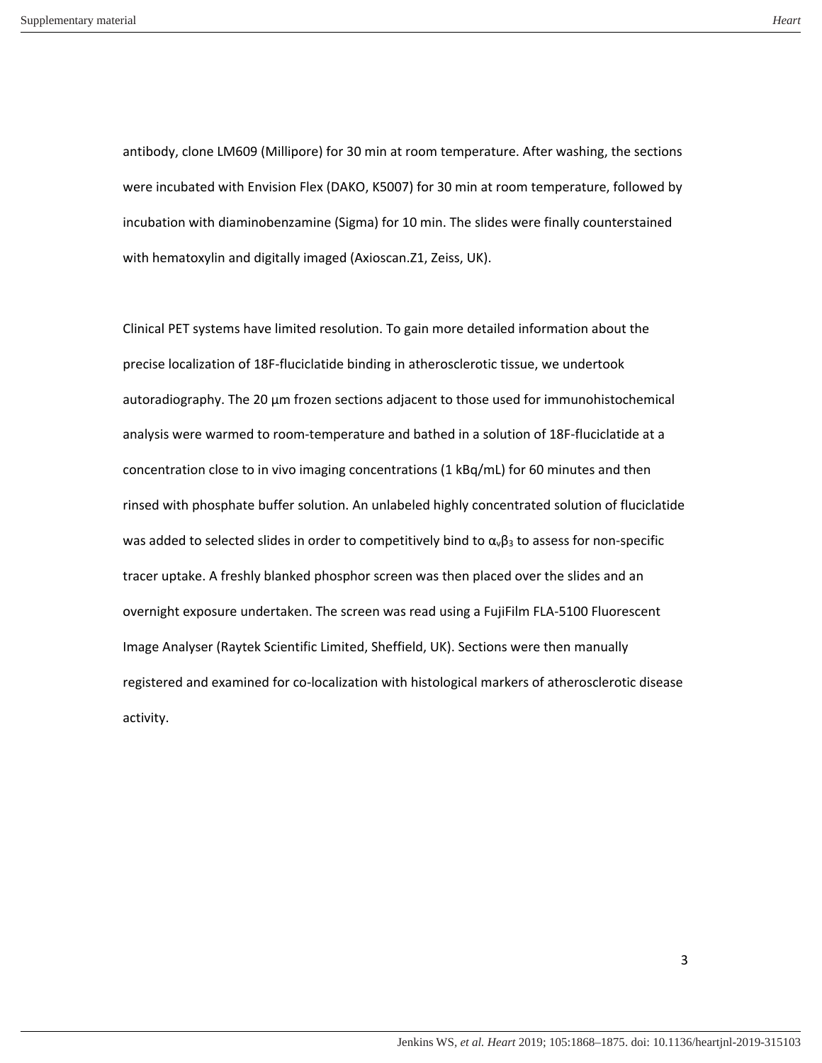antibody, clone LM609 (Millipore) for 30 min at room temperature. After washing, the sections were incubated with Envision Flex (DAKO, K5007) for 30 min at room temperature, followed by incubation with diaminobenzamine (Sigma) for 10 min. The slides were finally counterstained with hematoxylin and digitally imaged (Axioscan.Z1, Zeiss, UK).

Clinical PET systems have limited resolution. To gain more detailed information about the precise localization of 18F-fluciclatide binding in atherosclerotic tissue, we undertook autoradiography. The 20 µm frozen sections adjacent to those used for immunohistochemical analysis were warmed to room-temperature and bathed in a solution of 18F-fluciclatide at a concentration close to in vivo imaging concentrations (1 kBq/mL) for 60 minutes and then rinsed with phosphate buffer solution. An unlabeled highly concentrated solution of fluciclatide was added to selected slides in order to competitively bind to $\alpha_v\beta_3$ to assess for non-specific tracer uptake. A freshly blanked phosphor screen was then placed over the slides and an overnight exposure undertaken. The screen was read using a FujiFilm FLA-5100 Fluorescent Image Analyser (Raytek Scientific Limited, Sheffield, UK). Sections were then manually registered and examined for co-localization with histological markers of atherosclerotic disease activity.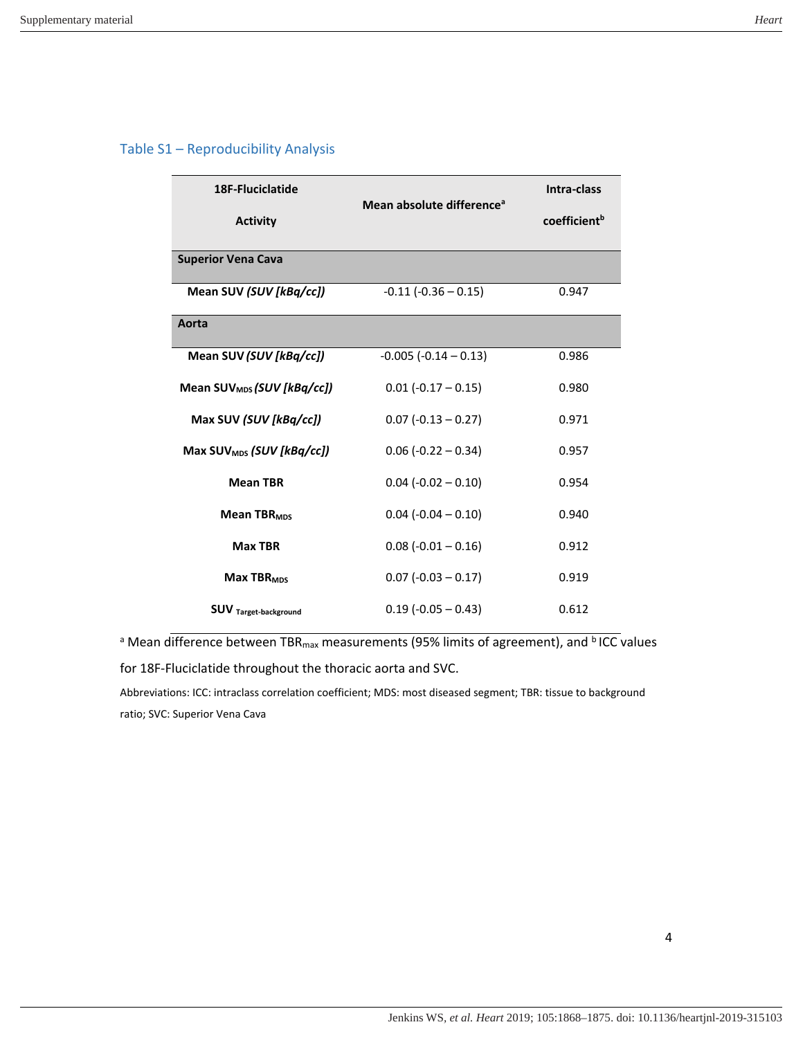## Table S1 – Reproducibility Analysis

| 18F-Fluciclatide Activity | Mean absolute difference[a] | Intra-class coefficient[b] |
|---|---|---|
| **Superior Vena Cava** | | |
| **Mean SUV *(SUV [kBq/cc])*** | -0.11 (-0.36 – 0.15) | 0.947 |
| **Aorta** | | |
| **Mean SUV *(SUV [kBq/cc])*** | -0.005 (-0.14 – 0.13) | 0.986 |
| **Mean $SUV_{MDS}$ *(SUV [kBq/cc])*** | 0.01 (-0.17 – 0.15) | 0.980 |
| **Max SUV *(SUV [kBq/cc])*** | 0.07 (-0.13 – 0.27) | 0.971 |
| **Max $SUV_{MDS}$ *(SUV [kBq/cc])*** | 0.06 (-0.22 – 0.34) | 0.957 |
| **Mean TBR** | 0.04 (-0.02 – 0.10) | 0.954 |
| **Mean $TBR_{MDS}$** | 0.04 (-0.04 – 0.10) | 0.940 |
| **Max TBR** | 0.08 (-0.01 – 0.16) | 0.912 |
| **Max $TBR_{MDS}$** | 0.07 (-0.03 – 0.17) | 0.919 |
| **$SUV_{Target-background}$** | 0.19 (-0.05 – 0.43) | 0.612 |

[a] Mean difference between $TBR_{max}$ measurements (95% limits of agreement), and [b] ICC values for 18F-Fluciclatide throughout the thoracic aorta and SVC.

Abbreviations: ICC: intraclass correlation coefficient; MDS: most diseased segment; TBR: tissue to background ratio; SVC: Superior Vena Cava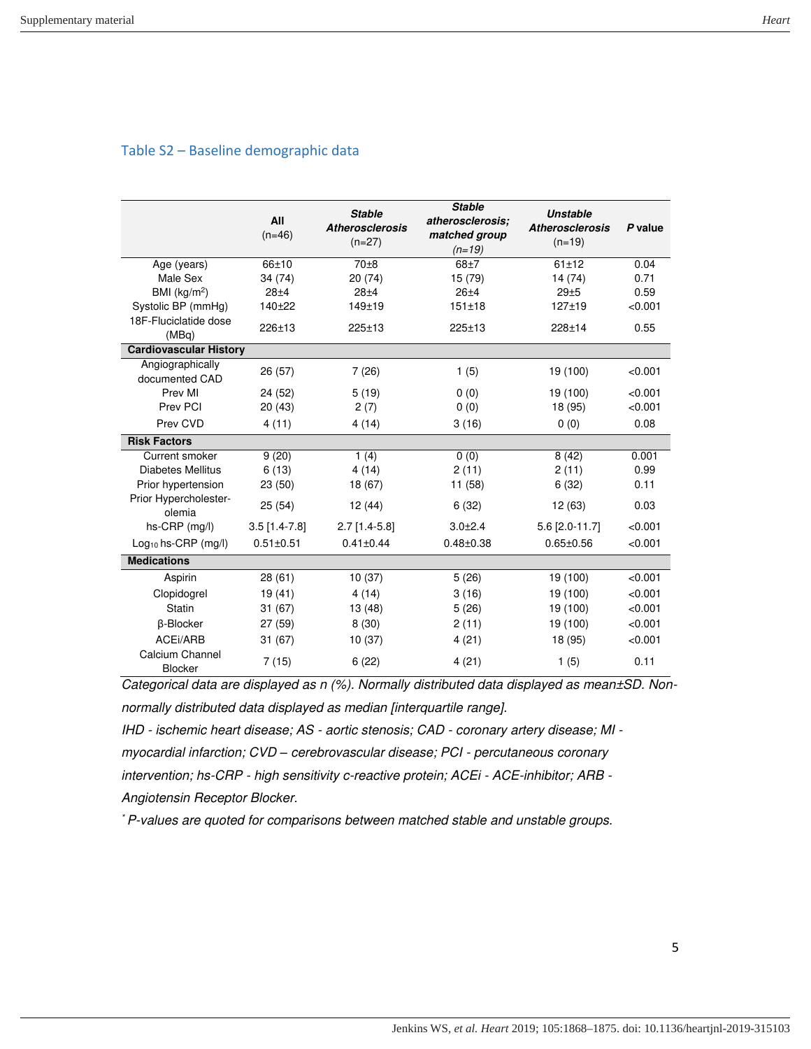## Table S2 – Baseline demographic data

| | **All** (n=46) | ***Stable Atherosclerosis*** (n=27) | ***Stable atherosclerosis; matched group*** *(n=19)* | ***Unstable Atherosclerosis*** (n=19) | ***P* value** |
|---|---|---|---|---|---|
| Age (years) | 66±10 | 70±8 | 68±7 | 61±12 | 0.04 |
| Male Sex | 34 (74) | 20 (74) | 15 (79) | 14 (74) | 0.71 |
| BMI (kg/m$^2$) | 28±4 | 28±4 | 26±4 | 29±5 | 0.59 |
| Systolic BP (mmHg) | 140±22 | 149±19 | 151±18 | 127±19 | <0.001 |
| 18F-Fluciclatide dose (MBq) | 226±13 | 225±13 | 225±13 | 228±14 | 0.55 |
| **Cardiovascular History** | | | | | |
| Angiographically documented CAD | 26 (57) | 7 (26) | 1 (5) | 19 (100) | <0.001 |
| Prev MI | 24 (52) | 5 (19) | 0 (0) | 19 (100) | <0.001 |
| Prev PCI | 20 (43) | 2 (7) | 0 (0) | 18 (95) | <0.001 |
| Prev CVD | 4 (11) | 4 (14) | 3 (16) | 0 (0) | 0.08 |
| **Risk Factors** | | | | | |
| Current smoker | 9 (20) | 1 (4) | 0 (0) | 8 (42) | 0.001 |
| Diabetes Mellitus | 6 (13) | 4 (14) | 2 (11) | 2 (11) | 0.99 |
| Prior hypertension | 23 (50) | 18 (67) | 11 (58) | 6 (32) | 0.11 |
| Prior Hypercholester-olemia | 25 (54) | 12 (44) | 6 (32) | 12 (63) | 0.03 |
| hs-CRP (mg/l) | 3.5 [1.4-7.8] | 2.7 [1.4-5.8] | 3.0±2.4 | 5.6 [2.0-11.7] | <0.001 |
| $Log_{10}$ hs-CRP (mg/l) | 0.51±0.51 | 0.41±0.44 | 0.48±0.38 | 0.65±0.56 | <0.001 |
| **Medications** | | | | | |
| Aspirin | 28 (61) | 10 (37) | 5 (26) | 19 (100) | <0.001 |
| Clopidogrel | 19 (41) | 4 (14) | 3 (16) | 19 (100) | <0.001 |
| Statin | 31 (67) | 13 (48) | 5 (26) | 19 (100) | <0.001 |
| β-Blocker | 27 (59) | 8 (30) | 2 (11) | 19 (100) | <0.001 |
| ACEi/ARB | 31 (67) | 10 (37) | 4 (21) | 18 (95) | <0.001 |
| Calcium Channel Blocker | 7 (15) | 6 (22) | 4 (21) | 1 (5) | 0.11 |

*Categorical data are displayed as n (%). Normally distributed data displayed as mean±SD. Non-normally distributed data displayed as median [interquartile range].*

*IHD - ischemic heart disease; AS - aortic stenosis; CAD - coronary artery disease; MI - myocardial infarction; CVD – cerebrovascular disease; PCI - percutaneous coronary intervention; hs-CRP - high sensitivity c-reactive protein; ACEi - ACE-inhibitor; ARB - Angiotensin Receptor Blocker.*

*[*] P-values are quoted for comparisons between matched stable and unstable groups.*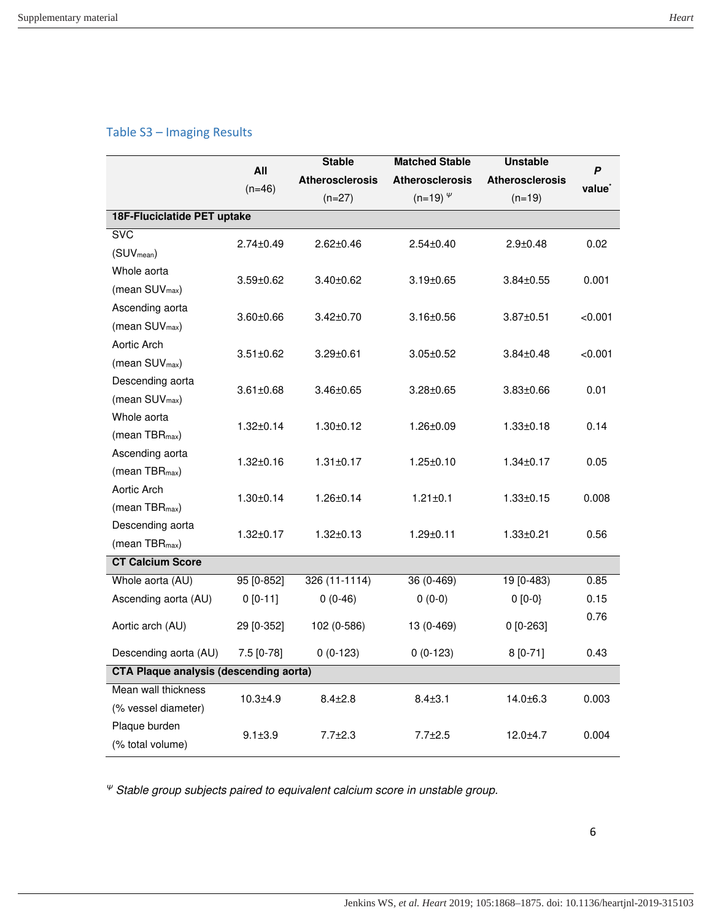## Table S3 – Imaging Results

| | All (n=46) | Stable Atherosclerosis (n=27) | Matched Stable Atherosclerosis (n=19) [Ψ] | Unstable Atherosclerosis (n=19) | *P* value[*] |
|---|---|---|---|---|---|
| **18F-Fluciclatide PET uptake** | | | | | |
| SVC ($SUV_{mean}$) | 2.74±0.49 | 2.62±0.46 | 2.54±0.40 | 2.9±0.48 | 0.02 |
| Whole aorta (mean $SUV_{max}$) | 3.59±0.62 | 3.40±0.62 | 3.19±0.65 | 3.84±0.55 | 0.001 |
| Ascending aorta (mean $SUV_{max}$) | 3.60±0.66 | 3.42±0.70 | 3.16±0.56 | 3.87±0.51 | <0.001 |
| Aortic Arch (mean $SUV_{max}$) | 3.51±0.62 | 3.29±0.61 | 3.05±0.52 | 3.84±0.48 | <0.001 |
| Descending aorta (mean $SUV_{max}$) | 3.61±0.68 | 3.46±0.65 | 3.28±0.65 | 3.83±0.66 | 0.01 |
| Whole aorta (mean $TBR_{max}$) | 1.32±0.14 | 1.30±0.12 | 1.26±0.09 | 1.33±0.18 | 0.14 |
| Ascending aorta (mean $TBR_{max}$) | 1.32±0.16 | 1.31±0.17 | 1.25±0.10 | 1.34±0.17 | 0.05 |
| Aortic Arch (mean $TBR_{max}$) | 1.30±0.14 | 1.26±0.14 | 1.21±0.1 | 1.33±0.15 | 0.008 |
| Descending aorta (mean $TBR_{max}$) | 1.32±0.17 | 1.32±0.13 | 1.29±0.11 | 1.33±0.21 | 0.56 |
| **CT Calcium Score** | | | | | |
| Whole aorta (AU) | 95 [0-852] | 326 (11-1114) | 36 (0-469) | 19 [0-483] | 0.85 |
| Ascending aorta (AU) | 0 [0-11] | 0 (0-46) | 0 (0-0) | 0 [0-0} | 0.15 |
| Aortic arch (AU) | 29 [0-352] | 102 (0-586) | 13 (0-469) | 0 [0-263] | 0.76 |
| Descending aorta (AU) | 7.5 [0-78] | 0 (0-123) | 0 (0-123) | 8 [0-71] | 0.43 |
| **CTA Plaque analysis (descending aorta)** | | | | | |
| Mean wall thickness (% vessel diameter) | 10.3±4.9 | 8.4±2.8 | 8.4±3.1 | 14.0±6.3 | 0.003 |
| Plaque burden (% total volume) | 9.1±3.9 | 7.7±2.3 | 7.7±2.5 | 12.0±4.7 | 0.004 |

[Ψ] *Stable group subjects paired to equivalent calcium score in unstable group.*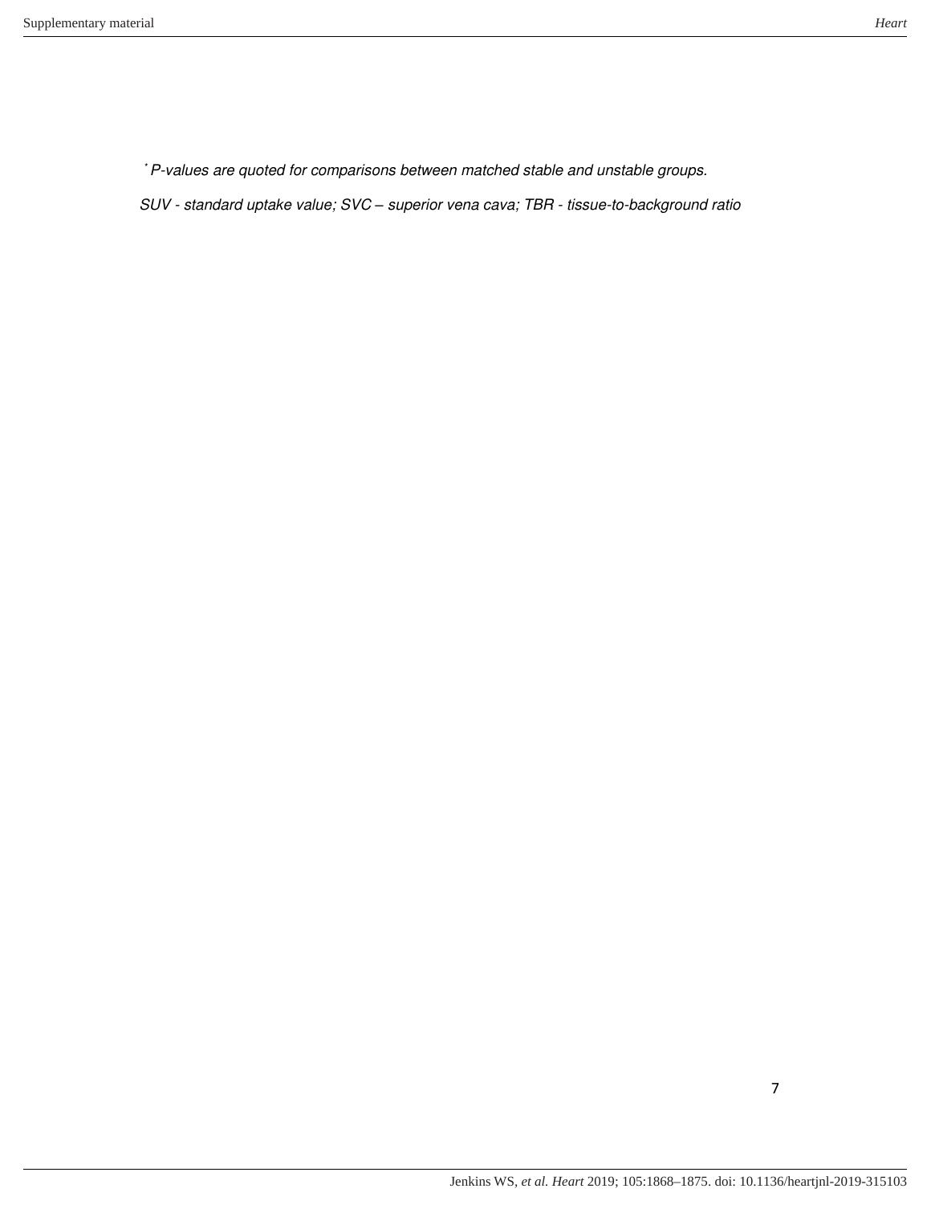* *P-values are quoted for comparisons between matched stable and unstable groups.*

*SUV - standard uptake value; SVC – superior vena cava; TBR - tissue-to-background ratio*